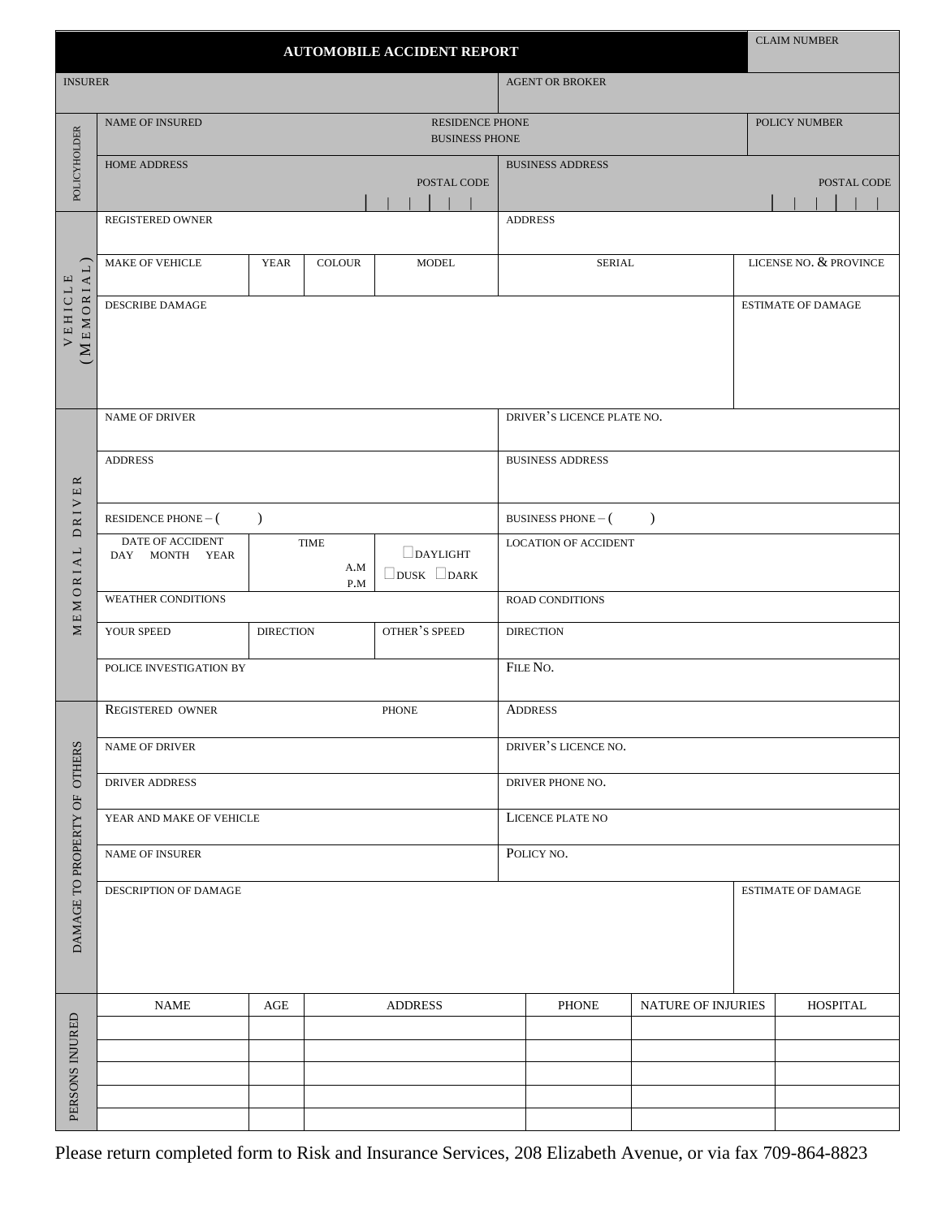# AUTOMOBILE ACCIDENT REPORT

| AUTOMOBILE ACCIDENT REPORT | | | CLAIM NUMBER |
|---|---|---|---|
| INSURER | | AGENT OR BROKER | |

## POLICYHOLDER

| NAME OF INSURED | RESIDENCE PHONE<br>BUSINESS PHONE | | POLICY NUMBER |
|---|---|---|---|
| HOME ADDRESS | POSTAL CODE | BUSINESS ADDRESS | POSTAL CODE |

## VEHICLE (MEMORIAL)

| REGISTERED OWNER | | | | ADDRESS | |
|---|---|---|---|---|---|
| MAKE OF VEHICLE | YEAR | COLOUR | MODEL | SERIAL | LICENSE NO. & PROVINCE |
| DESCRIBE DAMAGE | | | | | ESTIMATE OF DAMAGE |

## MEMORIAL DRIVER

| NAME OF DRIVER | | | DRIVER'S LICENCE PLATE NO. |
|---|---|---|---|
| ADDRESS | | | BUSINESS ADDRESS |
| RESIDENCE PHONE – ( ) | | | BUSINESS PHONE – ( ) |
| DATE OF ACCIDENT<br>DAY MONTH YEAR | TIME<br>A.M<br>P.M | ☐DAYLIGHT<br>☐DUSK ☐DARK | LOCATION OF ACCIDENT |
| WEATHER CONDITIONS | | | ROAD CONDITIONS |
| YOUR SPEED | DIRECTION | OTHER'S SPEED | DIRECTION |
| POLICE INVESTIGATION BY | | | FILE NO. |

## DAMAGE TO PROPERTY OF OTHERS

| REGISTERED OWNER | PHONE | ADDRESS | |
|---|---|---|---|
| NAME OF DRIVER | | DRIVER'S LICENCE NO. | |
| DRIVER ADDRESS | | DRIVER PHONE NO. | |
| YEAR AND MAKE OF VEHICLE | | LICENCE PLATE NO | |
| NAME OF INSURER | | POLICY NO. | |
| DESCRIPTION OF DAMAGE | | | ESTIMATE OF DAMAGE |

## PERSONS INJURED

| NAME | AGE | ADDRESS | PHONE | NATURE OF INJURIES | HOSPITAL |
|---|---|---|---|---|---|
| | | | | | |
| | | | | | |
| | | | | | |
| | | | | | |
| | | | | | |

Please return completed form to Risk and Insurance Services, 208 Elizabeth Avenue, or via fax 709-864-8823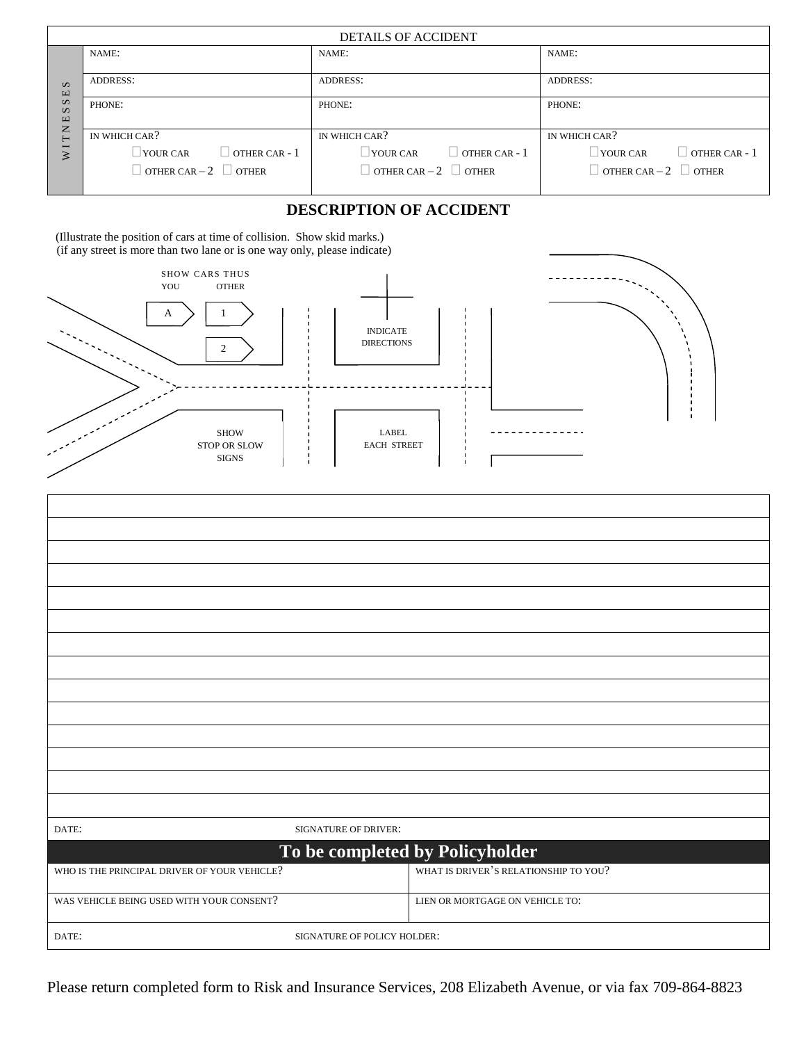| DETAILS OF ACCIDENT | | | |
|---|---|---|---|
| WITNESSES | NAME: | NAME: | NAME: |
| | ADDRESS: | ADDRESS: | ADDRESS: |
| | PHONE: | PHONE: | PHONE: |
| | IN WHICH CAR? ☐ YOUR CAR ☐ OTHER CAR - 1 ☐ OTHER CAR – 2 ☐ OTHER | IN WHICH CAR? ☐ YOUR CAR ☐ OTHER CAR - 1 ☐ OTHER CAR – 2 ☐ OTHER | IN WHICH CAR? ☐ YOUR CAR ☐ OTHER CAR - 1 ☐ OTHER CAR – 2 ☐ OTHER |

## DESCRIPTION OF ACCIDENT

(Illustrate the position of cars at time of collision. Show skid marks.)
(if any street is more than two lane or is one way only, please indicate)

SHOW CARS THUS

YOU A

OTHER 1 2

INDICATE DIRECTIONS

SHOW STOP OR SLOW SIGNS

LABEL EACH STREET

| |
|---|
| |
| |
| |
| |
| |
| |
| |
| |
| |
| |
| |
| |
| |
| DATE: SIGNATURE OF DRIVER: |

## To be completed by Policyholder

| | |
|---|---|
| WHO IS THE PRINCIPAL DRIVER OF YOUR VEHICLE? | WHAT IS DRIVER'S RELATIONSHIP TO YOU? |
| WAS VEHICLE BEING USED WITH YOUR CONSENT? | LIEN OR MORTGAGE ON VEHICLE TO: |
| DATE: SIGNATURE OF POLICY HOLDER: | |

Please return completed form to Risk and Insurance Services, 208 Elizabeth Avenue, or via fax 709-864-8823